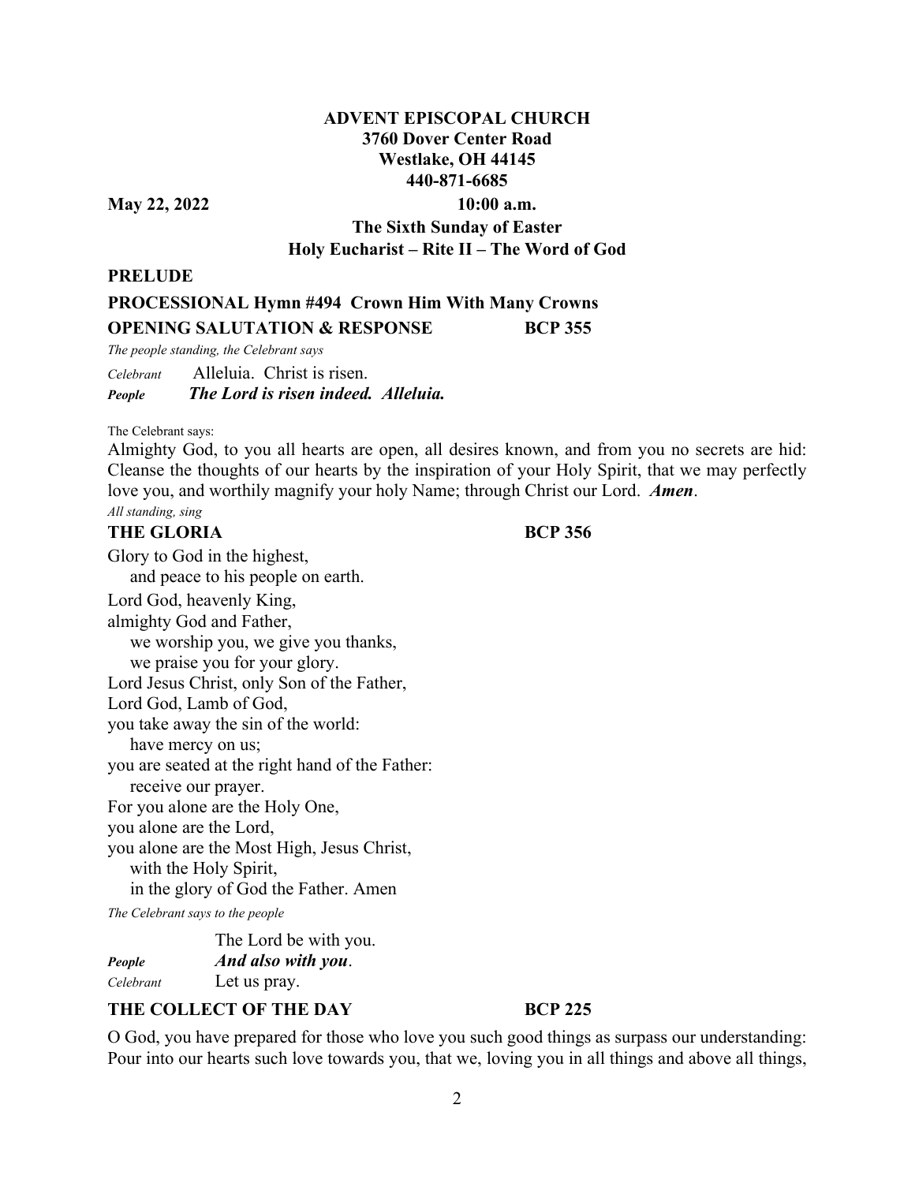**ADVENT EPISCOPAL CHURCH**
**3760 Dover Center Road**
**Westlake, OH 44145**
**440-871-6685**

**May 22, 2022** **10:00 a.m.**

**The Sixth Sunday of Easter**
**Holy Eucharist – Rite II – The Word of God**

**PRELUDE**

**PROCESSIONAL Hymn #494 Crown Him With Many Crowns**

**OPENING SALUTATION & RESPONSE BCP 355**

*The people standing, the Celebrant says*

*Celebrant* Alleluia. Christ is risen.
***People*** ***The Lord is risen indeed. Alleluia.***

The Celebrant says:

Almighty God, to you all hearts are open, all desires known, and from you no secrets are hid: Cleanse the thoughts of our hearts by the inspiration of your Holy Spirit, that we may perfectly love you, and worthily magnify your holy Name; through Christ our Lord. ***Amen***.

*All standing, sing*

**THE GLORIA BCP 356**

Glory to God in the highest,
  and peace to his people on earth.
Lord God, heavenly King,
almighty God and Father,
  we worship you, we give you thanks,
  we praise you for your glory.
Lord Jesus Christ, only Son of the Father,
Lord God, Lamb of God,
you take away the sin of the world:
  have mercy on us;
you are seated at the right hand of the Father:
  receive our prayer.
For you alone are the Holy One,
you alone are the Lord,
you alone are the Most High, Jesus Christ,
  with the Holy Spirit,
  in the glory of God the Father. Amen

*The Celebrant says to the people*

The Lord be with you.
***People*** ***And also with you***.
*Celebrant* Let us pray.

**THE COLLECT OF THE DAY BCP 225**

O God, you have prepared for those who love you such good things as surpass our understanding: Pour into our hearts such love towards you, that we, loving you in all things and above all things,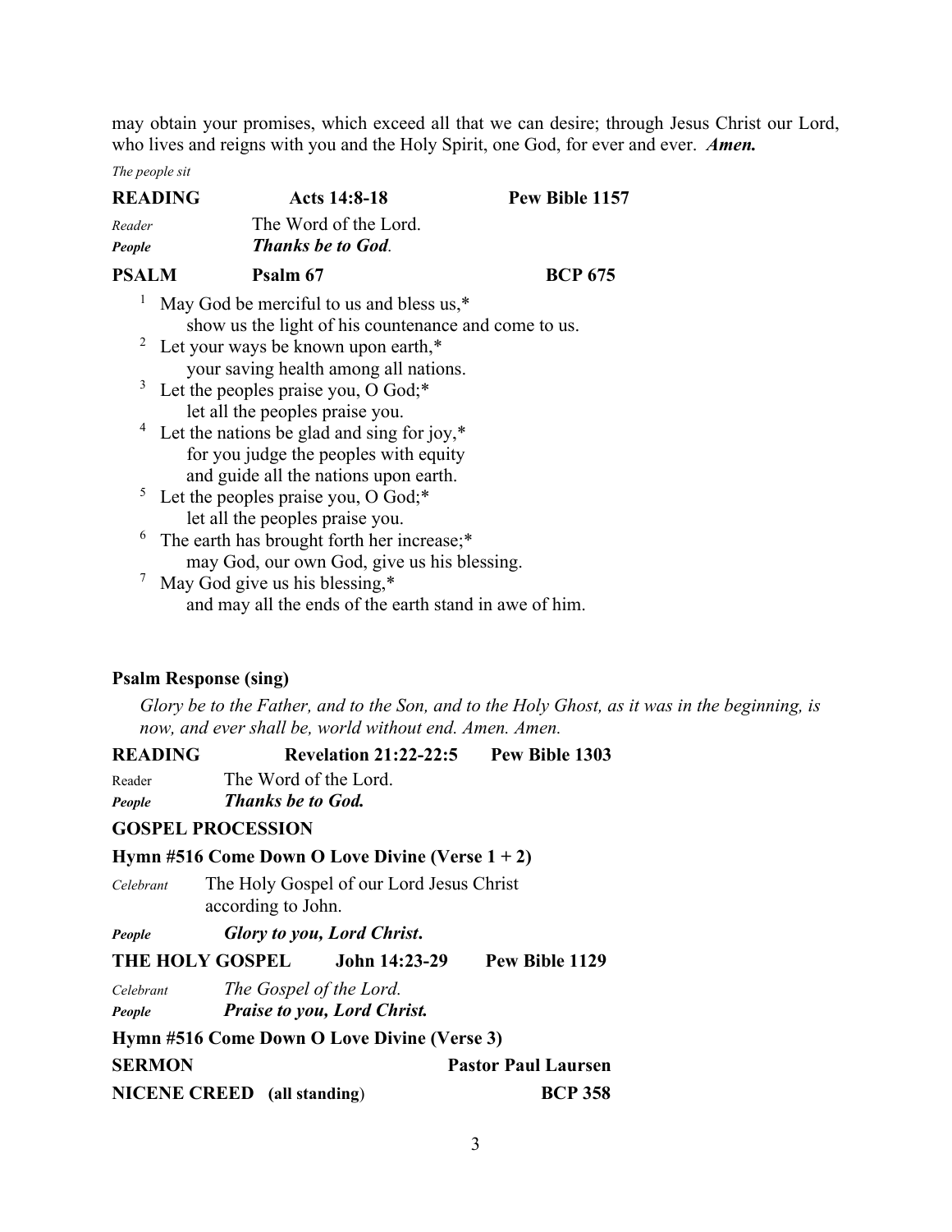may obtain your promises, which exceed all that we can desire; through Jesus Christ our Lord, who lives and reigns with you and the Holy Spirit, one God, for ever and ever. ***Amen.***

*The people sit*

**READING** **Acts 14:8-18** **Pew Bible 1157**

*Reader* The Word of the Lord.
***People*** ***Thanks be to God.***

**PSALM** **Psalm 67** **BCP 675**

1 May God be merciful to us and bless us,*
  show us the light of his countenance and come to us.
2 Let your ways be known upon earth,*
  your saving health among all nations.
3 Let the peoples praise you, O God;*
  let all the peoples praise you.
4 Let the nations be glad and sing for joy,*
  for you judge the peoples with equity
  and guide all the nations upon earth.
5 Let the peoples praise you, O God;*
  let all the peoples praise you.
6 The earth has brought forth her increase;*
  may God, our own God, give us his blessing.
7 May God give us his blessing,*
  and may all the ends of the earth stand in awe of him.

**Psalm Response (sing)**

*Glory be to the Father, and to the Son, and to the Holy Ghost, as it was in the beginning, is now, and ever shall be, world without end. Amen. Amen.*

**READING** **Revelation 21:22-22:5** **Pew Bible 1303**

Reader The Word of the Lord.
***People*** ***Thanks be to God.***

**GOSPEL PROCESSION**

**Hymn #516 Come Down O Love Divine (Verse 1 + 2)**

*Celebrant* The Holy Gospel of our Lord Jesus Christ according to John.

***People*** ***Glory to you, Lord Christ.***

**THE HOLY GOSPEL** **John 14:23-29** **Pew Bible 1129**

*Celebrant* *The Gospel of the Lord.*
***People*** ***Praise to you, Lord Christ.***

**Hymn #516 Come Down O Love Divine (Verse 3)**

**SERMON** **Pastor Paul Laursen**

**NICENE CREED (all standing)** **BCP 358**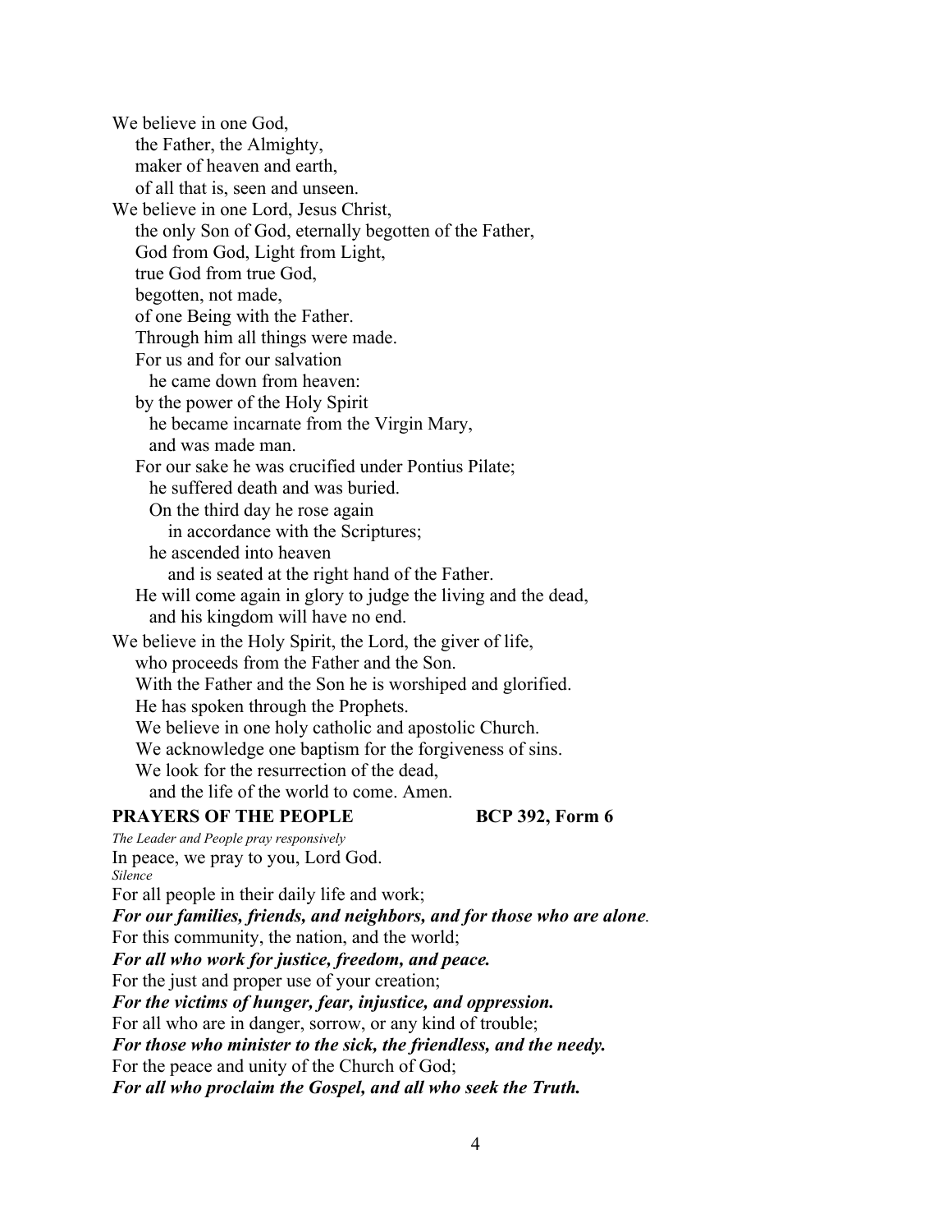We believe in one God,
the Father, the Almighty,
maker of heaven and earth,
of all that is, seen and unseen.
We believe in one Lord, Jesus Christ,
the only Son of God, eternally begotten of the Father,
God from God, Light from Light,
true God from true God,
begotten, not made,
of one Being with the Father.
Through him all things were made.
For us and for our salvation
he came down from heaven:
by the power of the Holy Spirit
he became incarnate from the Virgin Mary,
and was made man.
For our sake he was crucified under Pontius Pilate;
he suffered death and was buried.
On the third day he rose again
in accordance with the Scriptures;
he ascended into heaven
and is seated at the right hand of the Father.
He will come again in glory to judge the living and the dead,
and his kingdom will have no end.
We believe in the Holy Spirit, the Lord, the giver of life,
who proceeds from the Father and the Son.
With the Father and the Son he is worshiped and glorified.
He has spoken through the Prophets.
We believe in one holy catholic and apostolic Church.
We acknowledge one baptism for the forgiveness of sins.
We look for the resurrection of the dead,
and the life of the world to come. Amen.

**PRAYERS OF THE PEOPLE BCP 392, Form 6**

*The Leader and People pray responsively*

In peace, we pray to you, Lord God.

*Silence*

For all people in their daily life and work;

***For our families, friends, and neighbors, and for those who are alone.***

For this community, the nation, and the world;

***For all who work for justice, freedom, and peace.***

For the just and proper use of your creation;

***For the victims of hunger, fear, injustice, and oppression.***

For all who are in danger, sorrow, or any kind of trouble;

***For those who minister to the sick, the friendless, and the needy.***

For the peace and unity of the Church of God;

***For all who proclaim the Gospel, and all who seek the Truth.***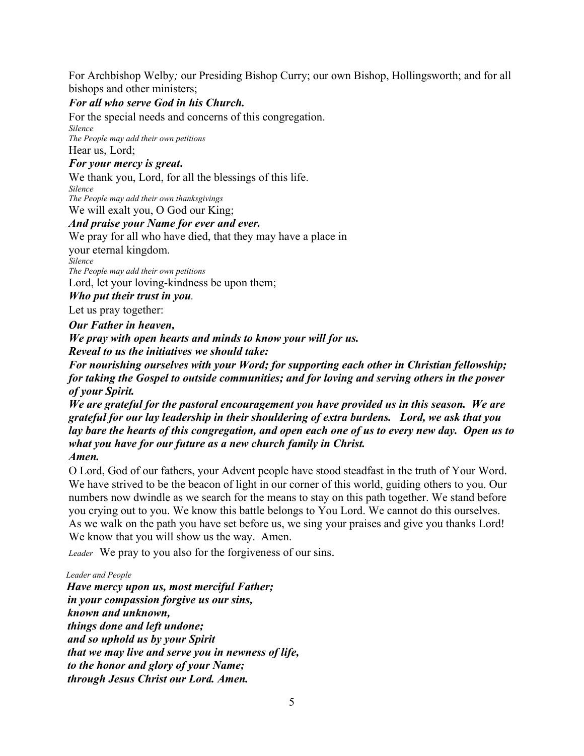For Archbishop Welby*;* our Presiding Bishop Curry; our own Bishop, Hollingsworth; and for all bishops and other ministers;

***For all who serve God in his Church.***

For the special needs and concerns of this congregation.

*Silence*

*The People may add their own petitions*

Hear us, Lord;

***For your mercy is great.***

We thank you, Lord, for all the blessings of this life.

*Silence*

*The People may add their own thanksgivings*

We will exalt you, O God our King;

***And praise your Name for ever and ever.***

We pray for all who have died, that they may have a place in
your eternal kingdom.

*Silence*

*The People may add their own petitions*

Lord, let your loving-kindness be upon them;

***Who put their trust in you.***

Let us pray together:

***Our Father in heaven,***

***We pray with open hearts and minds to know your will for us.***

***Reveal to us the initiatives we should take:***

***For nourishing ourselves with your Word; for supporting each other in Christian fellowship; for taking the Gospel to outside communities; and for loving and serving others in the power of your Spirit.***

***We are grateful for the pastoral encouragement you have provided us in this season. We are grateful for our lay leadership in their shouldering of extra burdens. Lord, we ask that you lay bare the hearts of this congregation, and open each one of us to every new day. Open us to what you have for our future as a new church family in Christ.***

***Amen.***

O Lord, God of our fathers, your Advent people have stood steadfast in the truth of Your Word. We have strived to be the beacon of light in our corner of this world, guiding others to you. Our numbers now dwindle as we search for the means to stay on this path together. We stand before you crying out to you. We know this battle belongs to You Lord. We cannot do this ourselves. As we walk on the path you have set before us, we sing your praises and give you thanks Lord! We know that you will show us the way. Amen.

*Leader* We pray to you also for the forgiveness of our sins.

*Leader and People*

***Have mercy upon us, most merciful Father;***
***in your compassion forgive us our sins,***
***known and unknown,***
***things done and left undone;***
***and so uphold us by your Spirit***
***that we may live and serve you in newness of life,***
***to the honor and glory of your Name;***
***through Jesus Christ our Lord. Amen.***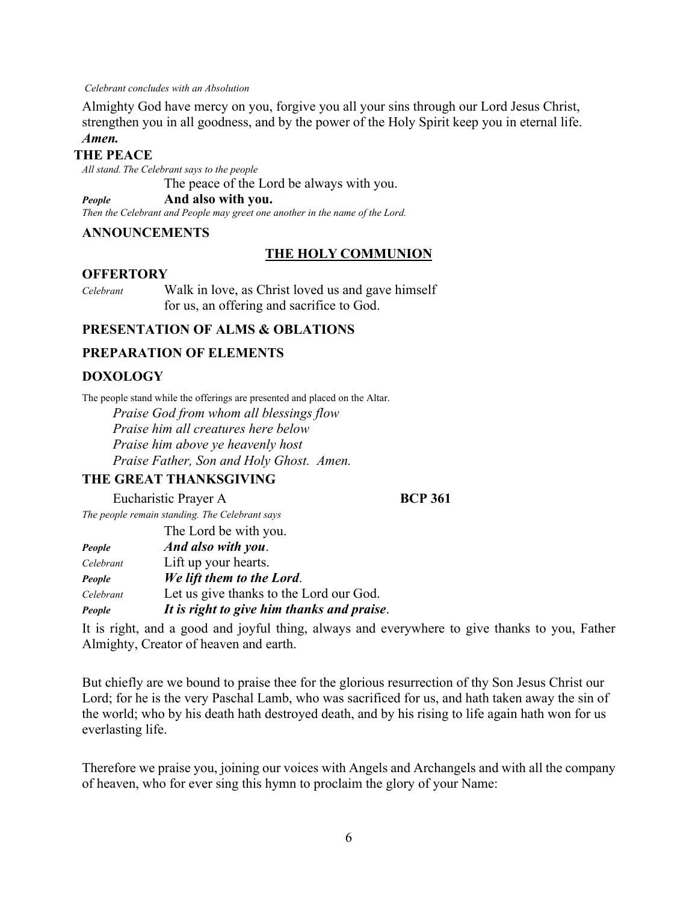*Celebrant concludes with an Absolution*

Almighty God have mercy on you, forgive you all your sins through our Lord Jesus Christ, strengthen you in all goodness, and by the power of the Holy Spirit keep you in eternal life. ***Amen.***

## THE PEACE

*All stand. The Celebrant says to the people*

The peace of the Lord be always with you.

*People* **And also with you.**

*Then the Celebrant and People may greet one another in the name of the Lord.*

## ANNOUNCEMENTS

## THE HOLY COMMUNION

## OFFERTORY

*Celebrant* Walk in love, as Christ loved us and gave himself for us, an offering and sacrifice to God.

## PRESENTATION OF ALMS & OBLATIONS

## PREPARATION OF ELEMENTS

## DOXOLOGY

The people stand while the offerings are presented and placed on the Altar.

*Praise God from whom all blessings flow*
*Praise him all creatures here below*
*Praise him above ye heavenly host*
*Praise Father, Son and Holy Ghost. Amen.*

## THE GREAT THANKSGIVING

Eucharistic Prayer A **BCP 361**

*The people remain standing. The Celebrant says*

The Lord be with you.
*People* ***And also with you*.**
*Celebrant* Lift up your hearts.
*People* ***We lift them to the Lord*.**
*Celebrant* Let us give thanks to the Lord our God.
*People* ***It is right to give him thanks and praise*.**

It is right, and a good and joyful thing, always and everywhere to give thanks to you, Father Almighty, Creator of heaven and earth.

But chiefly are we bound to praise thee for the glorious resurrection of thy Son Jesus Christ our Lord; for he is the very Paschal Lamb, who was sacrificed for us, and hath taken away the sin of the world; who by his death hath destroyed death, and by his rising to life again hath won for us everlasting life.

Therefore we praise you, joining our voices with Angels and Archangels and with all the company of heaven, who for ever sing this hymn to proclaim the glory of your Name: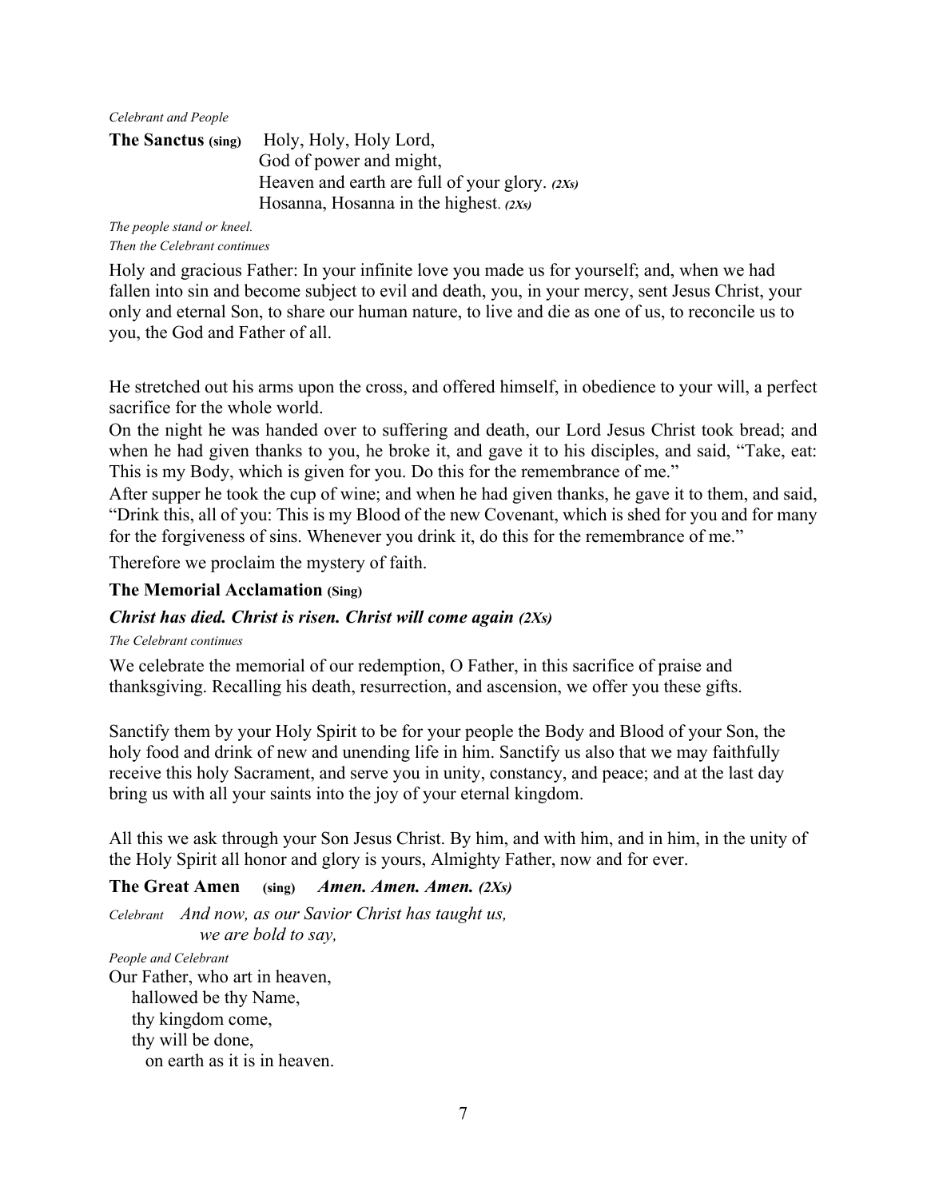*Celebrant and People*

**The Sanctus (sing)** Holy, Holy, Holy Lord,
God of power and might,
Heaven and earth are full of your glory. ***(2Xs)***
Hosanna, Hosanna in the highest. ***(2Xs)***

*The people stand or kneel.*
*Then the Celebrant continues*

Holy and gracious Father: In your infinite love you made us for yourself; and, when we had fallen into sin and become subject to evil and death, you, in your mercy, sent Jesus Christ, your only and eternal Son, to share our human nature, to live and die as one of us, to reconcile us to you, the God and Father of all.

He stretched out his arms upon the cross, and offered himself, in obedience to your will, a perfect sacrifice for the whole world.

On the night he was handed over to suffering and death, our Lord Jesus Christ took bread; and when he had given thanks to you, he broke it, and gave it to his disciples, and said, "Take, eat: This is my Body, which is given for you. Do this for the remembrance of me."

After supper he took the cup of wine; and when he had given thanks, he gave it to them, and said, "Drink this, all of you: This is my Blood of the new Covenant, which is shed for you and for many for the forgiveness of sins. Whenever you drink it, do this for the remembrance of me."

Therefore we proclaim the mystery of faith.

**The Memorial Acclamation (Sing)**

***Christ has died. Christ is risen. Christ will come again (2Xs)***

*The Celebrant continues*

We celebrate the memorial of our redemption, O Father, in this sacrifice of praise and thanksgiving. Recalling his death, resurrection, and ascension, we offer you these gifts.

Sanctify them by your Holy Spirit to be for your people the Body and Blood of your Son, the holy food and drink of new and unending life in him. Sanctify us also that we may faithfully receive this holy Sacrament, and serve you in unity, constancy, and peace; and at the last day bring us with all your saints into the joy of your eternal kingdom.

All this we ask through your Son Jesus Christ. By him, and with him, and in him, in the unity of the Holy Spirit all honor and glory is yours, Almighty Father, now and for ever.

**The Great Amen (sing)** ***Amen. Amen. Amen. (2Xs)***

*Celebrant* *And now, as our Savior Christ has taught us,*
*we are bold to say,*

*People and Celebrant*

Our Father, who art in heaven,
hallowed be thy Name,
thy kingdom come,
thy will be done,
on earth as it is in heaven.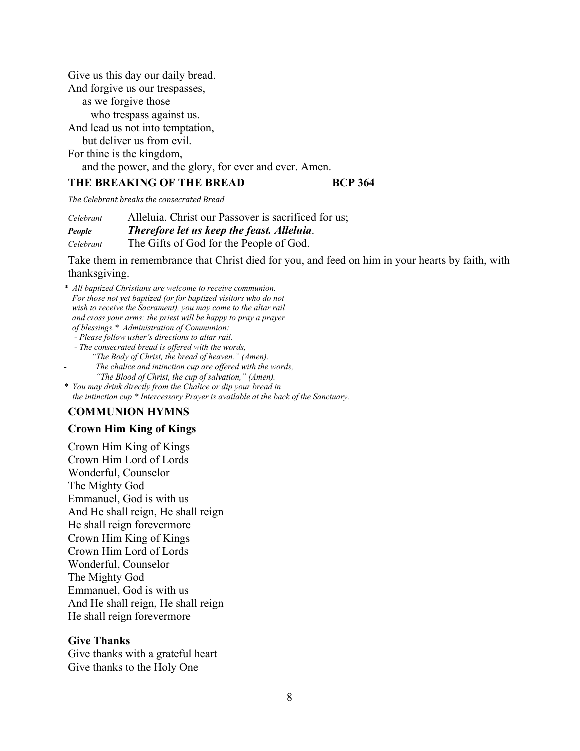Give us this day our daily bread.
And forgive us our trespasses,
  as we forgive those
    who trespass against us.
And lead us not into temptation,
  but deliver us from evil.
For thine is the kingdom,
  and the power, and the glory, for ever and ever. Amen.

**THE BREAKING OF THE BREAD BCP 364**

*The Celebrant breaks the consecrated Bread*

*Celebrant* Alleluia. Christ our Passover is sacrificed for us;
***People*** ***Therefore let us keep the feast. Alleluia*.**
*Celebrant* The Gifts of God for the People of God.

Take them in remembrance that Christ died for you, and feed on him in your hearts by faith, with thanksgiving.

*\* All baptized Christians are welcome to receive communion. For those not yet baptized (or for baptized visitors who do not wish to receive the Sacrament), you may come to the altar rail and cross your arms; the priest will be happy to pray a prayer of blessings.\* Administration of Communion:*
*- Please follow usher's directions to altar rail.*
*- The consecrated bread is offered with the words, "The Body of Christ, the bread of heaven." (Amen).*
*- The chalice and intinction cup are offered with the words, "The Blood of Christ, the cup of salvation," (Amen).*
*\* You may drink directly from the Chalice or dip your bread in the intinction cup \* Intercessory Prayer is available at the back of the Sanctuary.*

**COMMUNION HYMNS**

**Crown Him King of Kings**

Crown Him King of Kings
Crown Him Lord of Lords
Wonderful, Counselor
The Mighty God
Emmanuel, God is with us
And He shall reign, He shall reign
He shall reign forevermore
Crown Him King of Kings
Crown Him Lord of Lords
Wonderful, Counselor
The Mighty God
Emmanuel, God is with us
And He shall reign, He shall reign
He shall reign forevermore

**Give Thanks**
Give thanks with a grateful heart
Give thanks to the Holy One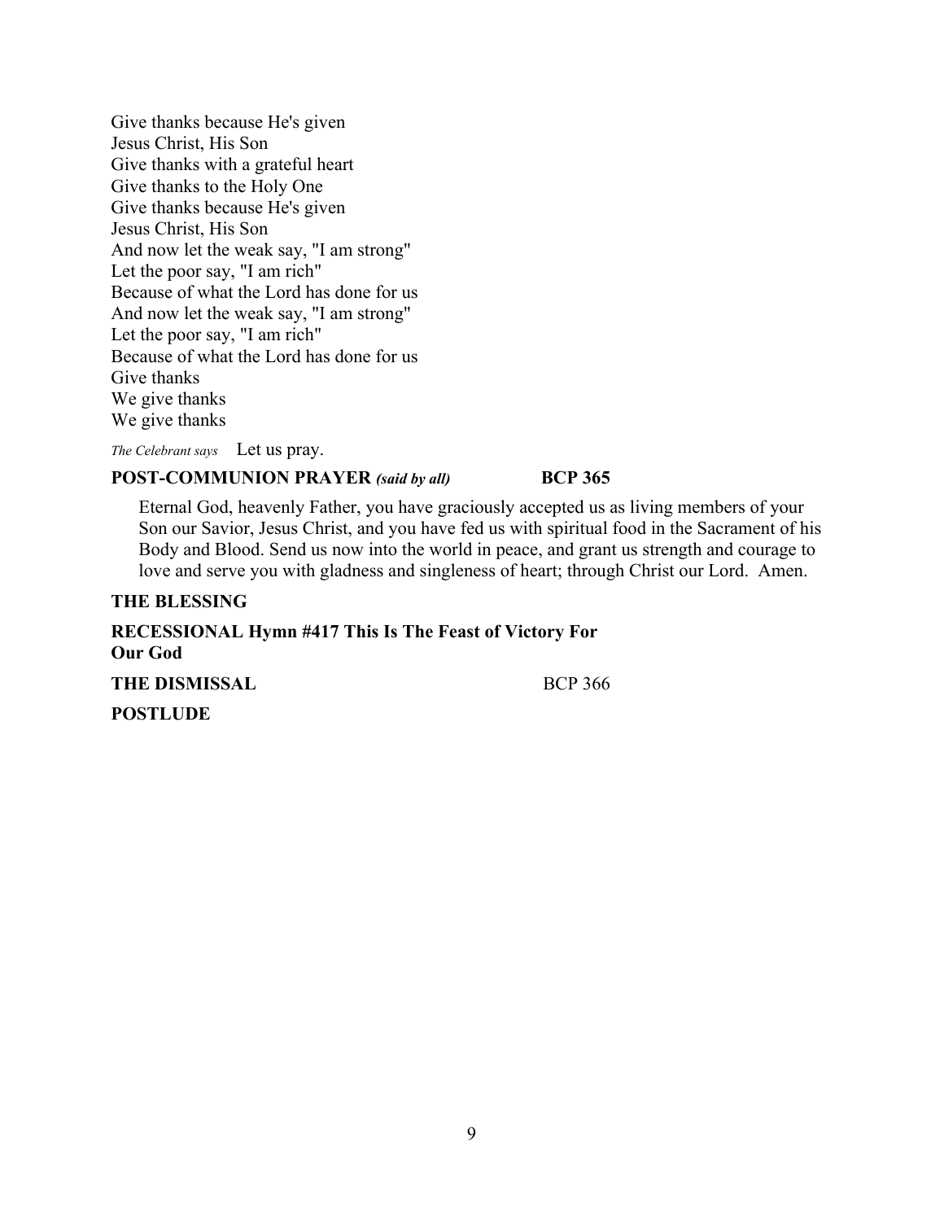Give thanks because He's given
Jesus Christ, His Son
Give thanks with a grateful heart
Give thanks to the Holy One
Give thanks because He's given
Jesus Christ, His Son
And now let the weak say, "I am strong"
Let the poor say, "I am rich"
Because of what the Lord has done for us
And now let the weak say, "I am strong"
Let the poor say, "I am rich"
Because of what the Lord has done for us
Give thanks
We give thanks
We give thanks

*The Celebrant says* Let us pray.

**POST-COMMUNION PRAYER** ***(said by all)*** **BCP 365**

Eternal God, heavenly Father, you have graciously accepted us as living members of your Son our Savior, Jesus Christ, and you have fed us with spiritual food in the Sacrament of his Body and Blood. Send us now into the world in peace, and grant us strength and courage to love and serve you with gladness and singleness of heart; through Christ our Lord. Amen.

**THE BLESSING**

**RECESSIONAL Hymn #417 This Is The Feast of Victory For Our God**

**THE DISMISSAL** BCP 366

**POSTLUDE**